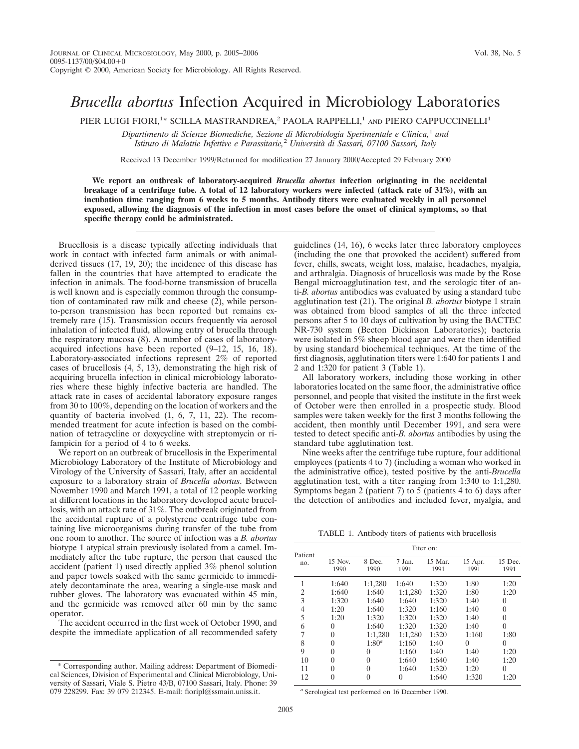# *Brucella abortus* Infection Acquired in Microbiology Laboratories

PIER LUIGI FIORI,[1]* SCILLA MASTRANDREA,[2] PAOLA RAPPELLI,[1] AND PIERO CAPPUCCINELLI[1]

*Dipartimento di Scienze Biomediche, Sezione di Microbiologia Sperimentale e Clinica,[1] and Istituto di Malattie Infettive e Parassitarie,[2] Università di Sassari, 07100 Sassari, Italy*

Received 13 December 1999/Returned for modification 27 January 2000/Accepted 29 February 2000

**We report an outbreak of laboratory-acquired *Brucella abortus* infection originating in the accidental breakage of a centrifuge tube. A total of 12 laboratory workers were infected (attack rate of 31%), with an incubation time ranging from 6 weeks to 5 months. Antibody titers were evaluated weekly in all personnel exposed, allowing the diagnosis of the infection in most cases before the onset of clinical symptoms, so that specific therapy could be administrated.**

Brucellosis is a disease typically affecting individuals that work in contact with infected farm animals or with animal-derived tissues (17, 19, 20); the incidence of this disease has fallen in the countries that have attempted to eradicate the infection in animals. The food-borne transmission of brucella is well known and is especially common through the consumption of contaminated raw milk and cheese (2), while person-to-person transmission has been reported but remains extremely rare (15). Transmission occurs frequently via aerosol inhalation of infected fluid, allowing entry of brucella through the respiratory mucosa (8). A number of cases of laboratory-acquired infections have been reported (9–12, 15, 16, 18). Laboratory-associated infections represent 2% of reported cases of brucellosis (4, 5, 13), demonstrating the high risk of acquiring brucella infection in clinical microbiology laboratories where these highly infective bacteria are handled. The attack rate in cases of accidental laboratory exposure ranges from 30 to 100%, depending on the location of workers and the quantity of bacteria involved (1, 6, 7, 11, 22). The recommended treatment for acute infection is based on the combination of tetracycline or doxycycline with streptomycin or rifampicin for a period of 4 to 6 weeks.

We report on an outbreak of brucellosis in the Experimental Microbiology Laboratory of the Institute of Microbiology and Virology of the University of Sassari, Italy, after an accidental exposure to a laboratory strain of *Brucella abortus*. Between November 1990 and March 1991, a total of 12 people working at different locations in the laboratory developed acute brucellosis, with an attack rate of 31%. The outbreak originated from the accidental rupture of a polystyrene centrifuge tube containing live microorganisms during transfer of the tube from one room to another. The source of infection was a *B. abortus* biotype 1 atypical strain previously isolated from a camel. Immediately after the tube rupture, the person that caused the accident (patient 1) used directly applied 3% phenol solution and paper towels soaked with the same germicide to immediately decontaminate the area, wearing a single-use mask and rubber gloves. The laboratory was evacuated within 45 min, and the germicide was removed after 60 min by the same operator.

The accident occurred in the first week of October 1990, and despite the immediate application of all recommended safety guidelines (14, 16), 6 weeks later three laboratory employees (including the one that provoked the accident) suffered from fever, chills, sweats, weight loss, malaise, headaches, myalgia, and arthralgia. Diagnosis of brucellosis was made by the Rose Bengal microagglutination test, and the serologic titer of anti-*B. abortus* antibodies was evaluated by using a standard tube agglutination test (21). The original *B. abortus* biotype 1 strain was obtained from blood samples of all the three infected persons after 5 to 10 days of cultivation by using the BACTEC NR-730 system (Becton Dickinson Laboratories); bacteria were isolated in 5% sheep blood agar and were then identified by using standard biochemical techniques. At the time of the first diagnosis, agglutination titers were 1:640 for patients 1 and 2 and 1:320 for patient 3 (Table 1).

All laboratory workers, including those working in other laboratories located on the same floor, the administrative office personnel, and people that visited the institute in the first week of October were then enrolled in a prospectic study. Blood samples were taken weekly for the first 3 months following the accident, then monthly until December 1991, and sera were tested to detect specific anti-*B. abortus* antibodies by using the standard tube agglutination test.

Nine weeks after the centrifuge tube rupture, four additional employees (patients 4 to 7) (including a woman who worked in the administrative office), tested positive by the anti-*Brucella* agglutination test, with a titer ranging from 1:340 to 1:1,280. Symptoms began 2 (patient 7) to 5 (patients 4 to 6) days after the detection of antibodies and included fever, myalgia, and

TABLE 1. Antibody titers of patients with brucellosis

| Patient no. | Titer on: | | | | | |
|---|---|---|---|---|---|---|
| | 15 Nov. 1990 | 8 Dec. 1990 | 7 Jan. 1991 | 15 Mar. 1991 | 15 Apr. 1991 | 15 Dec. 1991 |
| 1 | 1:640 | 1:1,280 | 1:640 | 1:320 | 1:80 | 1:20 |
| 2 | 1:640 | 1:640 | 1:1,280 | 1:320 | 1:80 | 1:20 |
| 3 | 1:320 | 1:640 | 1:640 | 1:320 | 1:40 | 0 |
| 4 | 1:20 | 1:640 | 1:320 | 1:160 | 1:40 | 0 |
| 5 | 1:20 | 1:320 | 1:320 | 1:320 | 1:40 | 0 |
| 6 | 0 | 1:640 | 1:320 | 1:320 | 1:40 | 0 |
| 7 | 0 | 1:1,280 | 1:1,280 | 1:320 | 1:160 | 1:80 |
| 8 | 0 | 1:80[a] | 1:160 | 1:40 | 0 | 0 |
| 9 | 0 | 0 | 1:160 | 1:40 | 1:40 | 1:20 |
| 10 | 0 | 0 | 1:640 | 1:640 | 1:40 | 1:20 |
| 11 | 0 | 0 | 1:640 | 1:320 | 1:20 | 0 |
| 12 | 0 | 0 | 0 | 1:640 | 1:320 | 1:20 |

[a] Serological test performed on 16 December 1990.

\* Corresponding author. Mailing address: Department of Biomedical Sciences, Division of Experimental and Clinical Microbiology, University of Sassari, Viale S. Pietro 43/B, 07100 Sassari, Italy. Phone: 39 079 228299. Fax: 39 079 212345. E-mail: fioripl@ssmain.uniss.it.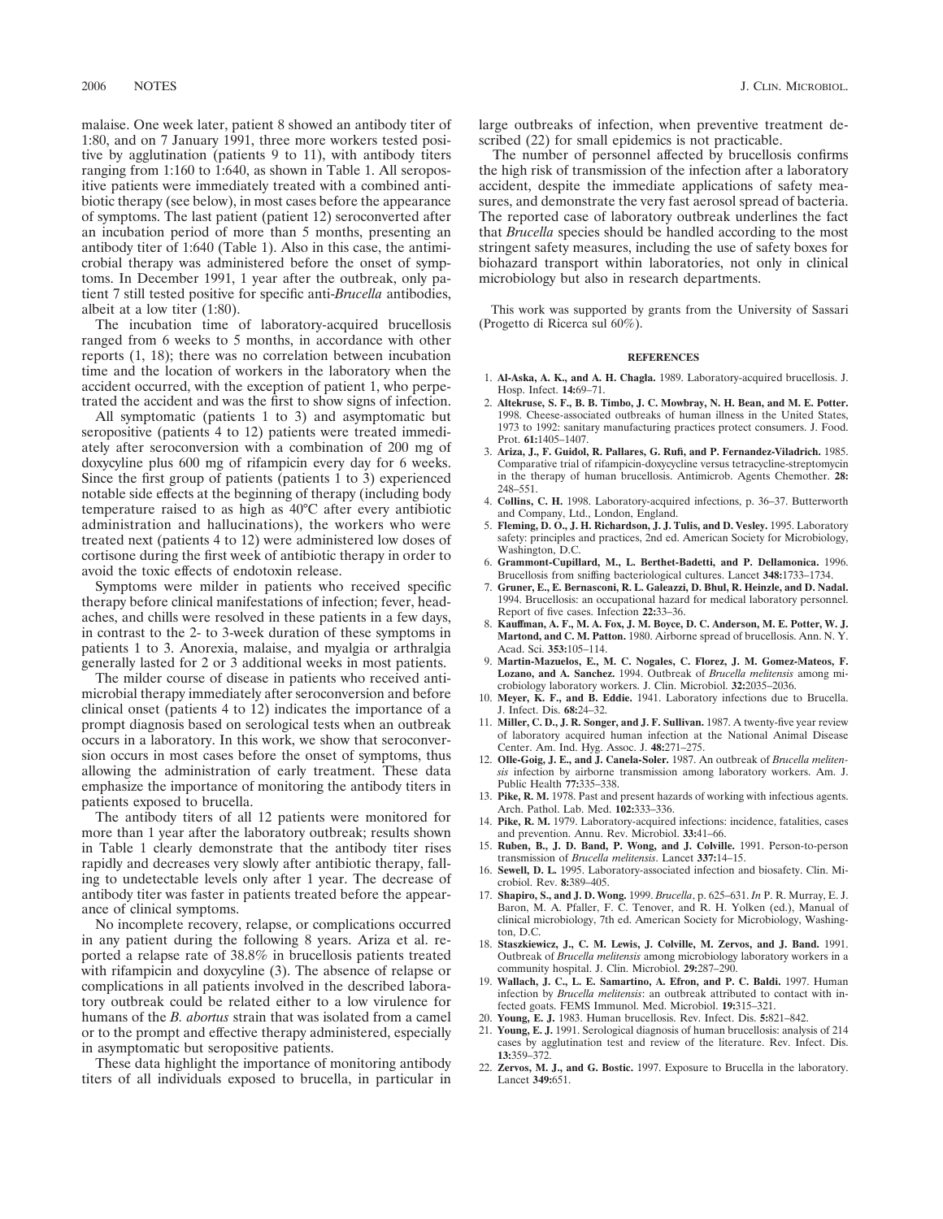malaise. One week later, patient 8 showed an antibody titer of 1:80, and on 7 January 1991, three more workers tested positive by agglutination (patients 9 to 11), with antibody titers ranging from 1:160 to 1:640, as shown in Table 1. All seropositive patients were immediately treated with a combined antibiotic therapy (see below), in most cases before the appearance of symptoms. The last patient (patient 12) seroconverted after an incubation period of more than 5 months, presenting an antibody titer of 1:640 (Table 1). Also in this case, the antimicrobial therapy was administered before the onset of symptoms. In December 1991, 1 year after the outbreak, only patient 7 still tested positive for specific anti-*Brucella* antibodies, albeit at a low titer (1:80).

The incubation time of laboratory-acquired brucellosis ranged from 6 weeks to 5 months, in accordance with other reports (1, 18); there was no correlation between incubation time and the location of workers in the laboratory when the accident occurred, with the exception of patient 1, who perpetrated the accident and was the first to show signs of infection.

All symptomatic (patients 1 to 3) and asymptomatic but seropositive (patients 4 to 12) patients were treated immediately after seroconversion with a combination of 200 mg of doxycyline plus 600 mg of rifampicin every day for 6 weeks. Since the first group of patients (patients 1 to 3) experienced notable side effects at the beginning of therapy (including body temperature raised to as high as 40°C after every antibiotic administration and hallucinations), the workers who were treated next (patients 4 to 12) were administered low doses of cortisone during the first week of antibiotic therapy in order to avoid the toxic effects of endotoxin release.

Symptoms were milder in patients who received specific therapy before clinical manifestations of infection; fever, headaches, and chills were resolved in these patients in a few days, in contrast to the 2- to 3-week duration of these symptoms in patients 1 to 3. Anorexia, malaise, and myalgia or arthralgia generally lasted for 2 or 3 additional weeks in most patients.

The milder course of disease in patients who received antimicrobial therapy immediately after seroconversion and before clinical onset (patients 4 to 12) indicates the importance of a prompt diagnosis based on serological tests when an outbreak occurs in a laboratory. In this work, we show that seroconversion occurs in most cases before the onset of symptoms, thus allowing the administration of early treatment. These data emphasize the importance of monitoring the antibody titers in patients exposed to brucella.

The antibody titers of all 12 patients were monitored for more than 1 year after the laboratory outbreak; results shown in Table 1 clearly demonstrate that the antibody titer rises rapidly and decreases very slowly after antibiotic therapy, falling to undetectable levels only after 1 year. The decrease of antibody titer was faster in patients treated before the appearance of clinical symptoms.

No incomplete recovery, relapse, or complications occurred in any patient during the following 8 years. Ariza et al. reported a relapse rate of 38.8% in brucellosis patients treated with rifampicin and doxycyline (3). The absence of relapse or complications in all patients involved in the described laboratory outbreak could be related either to a low virulence for humans of the *B. abortus* strain that was isolated from a camel or to the prompt and effective therapy administered, especially in asymptomatic but seropositive patients.

These data highlight the importance of monitoring antibody titers of all individuals exposed to brucella, in particular in large outbreaks of infection, when preventive treatment described (22) for small epidemics is not practicable.

The number of personnel affected by brucellosis confirms the high risk of transmission of the infection after a laboratory accident, despite the immediate applications of safety measures, and demonstrate the very fast aerosol spread of bacteria. The reported case of laboratory outbreak underlines the fact that *Brucella* species should be handled according to the most stringent safety measures, including the use of safety boxes for biohazard transport within laboratories, not only in clinical microbiology but also in research departments.

This work was supported by grants from the University of Sassari (Progetto di Ricerca sul 60%).

## REFERENCES

1. **Al-Aska, A. K., and A. H. Chagla.** 1989. Laboratory-acquired brucellosis. J. Hosp. Infect. **14:**69–71.
2. **Altekruse, S. F., B. B. Timbo, J. C. Mowbray, N. H. Bean, and M. E. Potter.** 1998. Cheese-associated outbreaks of human illness in the United States, 1973 to 1992: sanitary manufacturing practices protect consumers. J. Food. Prot. **61:**1405–1407.
3. **Ariza, J., F. Guidol, R. Pallares, G. Rufi, and P. Fernandez-Viladrich.** 1985. Comparative trial of rifampicin-doxycycline versus tetracycline-streptomycin in the therapy of human brucellosis. Antimicrob. Agents Chemother. **28:** 248–551.
4. **Collins, C. H.** 1998. Laboratory-acquired infections, p. 36–37. Butterworth and Company, Ltd., London, England.
5. **Fleming, D. O., J. H. Richardson, J. J. Tulis, and D. Vesley.** 1995. Laboratory safety: principles and practices, 2nd ed. American Society for Microbiology, Washington, D.C.
6. **Grammont-Cupillard, M., L. Berthet-Badetti, and P. Dellamonica.** 1996. Brucellosis from sniffing bacteriological cultures. Lancet **348:**1733–1734.
7. **Gruner, E., E. Bernasconi, R. L. Galeazzi, D. Bhul, R. Heinzle, and D. Nadal.** 1994. Brucellosis: an occupational hazard for medical laboratory personnel. Report of five cases. Infection **22:**33–36.
8. **Kauffman, A. F., M. A. Fox, J. M. Boyce, D. C. Anderson, M. E. Potter, W. J. Martond, and C. M. Patton.** 1980. Airborne spread of brucellosis. Ann. N. Y. Acad. Sci. **353:**105–114.
9. **Martin-Mazuelos, E., M. C. Nogales, C. Florez, J. M. Gomez-Mateos, F. Lozano, and A. Sanchez.** 1994. Outbreak of *Brucella melitensis* among microbiology laboratory workers. J. Clin. Microbiol. **32:**2035–2036.
10. **Meyer, K. F., and B. Eddie.** 1941. Laboratory infections due to Brucella. J. Infect. Dis. **68:**24–32.
11. **Miller, C. D., J. R. Songer, and J. F. Sullivan.** 1987. A twenty-five year review of laboratory acquired human infection at the National Animal Disease Center. Am. Ind. Hyg. Assoc. J. **48:**271–275.
12. **Olle-Goig, J. E., and J. Canela-Soler.** 1987. An outbreak of *Brucella melitensis* infection by airborne transmission among laboratory workers. Am. J. Public Health **77:**335–338.
13. **Pike, R. M.** 1978. Past and present hazards of working with infectious agents. Arch. Pathol. Lab. Med. **102:**333–336.
14. **Pike, R. M.** 1979. Laboratory-acquired infections: incidence, fatalities, cases and prevention. Annu. Rev. Microbiol. **33:**41–66.
15. **Ruben, B., J. D. Band, P. Wong, and J. Colville.** 1991. Person-to-person transmission of *Brucella melitensis*. Lancet **337:**14–15.
16. **Sewell, D. L.** 1995. Laboratory-associated infection and biosafety. Clin. Microbiol. Rev. **8:**389–405.
17. **Shapiro, S., and J. D. Wong.** 1999. *Brucella*, p. 625–631. *In* P. R. Murray, E. J. Baron, M. A. Pfaller, F. C. Tenover, and R. H. Yolken (ed.), Manual of clinical microbiology, 7th ed. American Society for Microbiology, Washington, D.C.
18. **Staszkiewicz, J., C. M. Lewis, J. Colville, M. Zervos, and J. Band.** 1991. Outbreak of *Brucella melitensis* among microbiology laboratory workers in a community hospital. J. Clin. Microbiol. **29:**287–290.
19. **Wallach, J. C., L. E. Samartino, A. Efron, and P. C. Baldi.** 1997. Human infection by *Brucella melitensis*: an outbreak attributed to contact with infected goats. FEMS Immunol. Med. Microbiol. **19:**315–321.
20. **Young, E. J.** 1983. Human brucellosis. Rev. Infect. Dis. **5:**821–842.
21. **Young, E. J.** 1991. Serological diagnosis of human brucellosis: analysis of 214 cases by agglutination test and review of the literature. Rev. Infect. Dis. **13:**359–372.
22. **Zervos, M. J., and G. Bostic.** 1997. Exposure to Brucella in the laboratory. Lancet **349:**651.